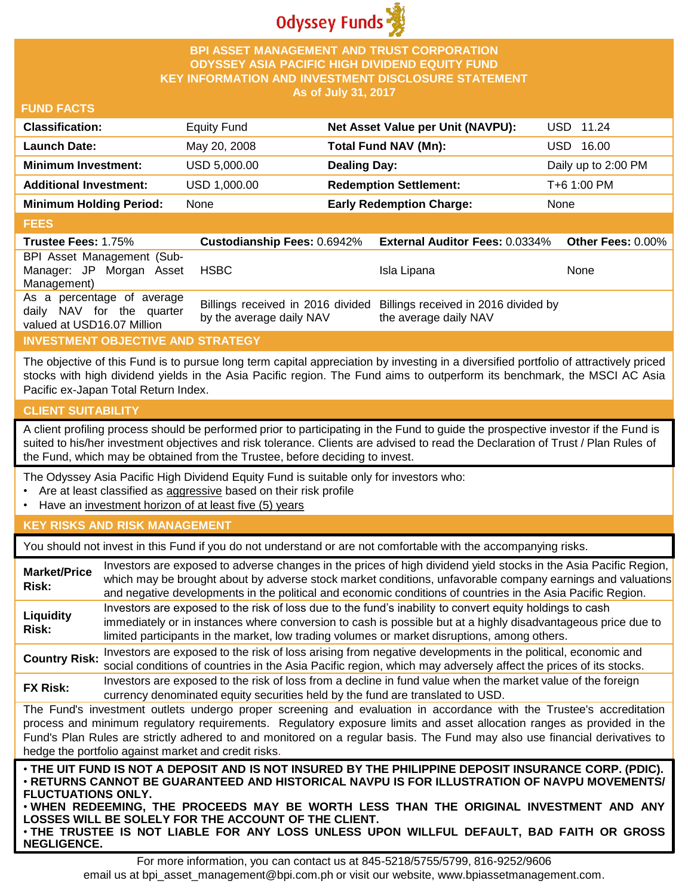Odyssey Funds

# BPI ASSET MANAGEMENT AND TRUST CORPORATION
# ODYSSEY ASIA PACIFIC HIGH DIVIDEND EQUITY FUND
# KEY INFORMATION AND INVESTMENT DISCLOSURE STATEMENT
**As of July 31, 2017**

## FUND FACTS

| | | | |
|---|---|---|---|
| **Classification:** | Equity Fund | **Net Asset Value per Unit (NAVPU):** | USD 11.24 |
| **Launch Date:** | May 20, 2008 | **Total Fund NAV (Mn):** | USD 16.00 |
| **Minimum Investment:** | USD 5,000.00 | **Dealing Day:** | Daily up to 2:00 PM |
| **Additional Investment:** | USD 1,000.00 | **Redemption Settlement:** | T+6 1:00 PM |
| **Minimum Holding Period:** | None | **Early Redemption Charge:** | None |

## FEES

| **Trustee Fees:** 1.75% | **Custodianship Fees:** 0.6942% | **External Auditor Fees:** 0.0334% | **Other Fees:** 0.00% |
|---|---|---|---|
| BPI Asset Management (Sub-Manager: JP Morgan Asset Management) | HSBC | Isla Lipana | None |
| As a percentage of average daily NAV for the quarter valued at USD16.07 Million | Billings received in 2016 divided by the average daily NAV | Billings received in 2016 divided by the average daily NAV | |

## INVESTMENT OBJECTIVE AND STRATEGY

The objective of this Fund is to pursue long term capital appreciation by investing in a diversified portfolio of attractively priced stocks with high dividend yields in the Asia Pacific region. The Fund aims to outperform its benchmark, the MSCI AC Asia Pacific ex-Japan Total Return Index.

## CLIENT SUITABILITY

A client profiling process should be performed prior to participating in the Fund to guide the prospective investor if the Fund is suited to his/her investment objectives and risk tolerance. Clients are advised to read the Declaration of Trust / Plan Rules of the Fund, which may be obtained from the Trustee, before deciding to invest.

The Odyssey Asia Pacific High Dividend Equity Fund is suitable only for investors who:

- Are at least classified as aggressive based on their risk profile
- Have an investment horizon of at least five (5) years

## KEY RISKS AND RISK MANAGEMENT

You should not invest in this Fund if you do not understand or are not comfortable with the accompanying risks.

| | |
|---|---|
| **Market/Price Risk:** | Investors are exposed to adverse changes in the prices of high dividend yield stocks in the Asia Pacific Region, which may be brought about by adverse stock market conditions, unfavorable company earnings and valuations and negative developments in the political and economic conditions of countries in the Asia Pacific Region. |
| **Liquidity Risk:** | Investors are exposed to the risk of loss due to the fund's inability to convert equity holdings to cash immediately or in instances where conversion to cash is possible but at a highly disadvantageous price due to limited participants in the market, low trading volumes or market disruptions, among others. |
| **Country Risk:** | Investors are exposed to the risk of loss arising from negative developments in the political, economic and social conditions of countries in the Asia Pacific region, which may adversely affect the prices of its stocks. |
| **FX Risk:** | Investors are exposed to the risk of loss from a decline in fund value when the market value of the foreign currency denominated equity securities held by the fund are translated to USD. |

The Fund's investment outlets undergo proper screening and evaluation in accordance with the Trustee's accreditation process and minimum regulatory requirements. Regulatory exposure limits and asset allocation ranges as provided in the Fund's Plan Rules are strictly adhered to and monitored on a regular basis. The Fund may also use financial derivatives to hedge the portfolio against market and credit risks.

- **THE UIT FUND IS NOT A DEPOSIT AND IS NOT INSURED BY THE PHILIPPINE DEPOSIT INSURANCE CORP. (PDIC).**
- **RETURNS CANNOT BE GUARANTEED AND HISTORICAL NAVPU IS FOR ILLUSTRATION OF NAVPU MOVEMENTS/ FLUCTUATIONS ONLY.**
- **WHEN REDEEMING, THE PROCEEDS MAY BE WORTH LESS THAN THE ORIGINAL INVESTMENT AND ANY LOSSES WILL BE SOLELY FOR THE ACCOUNT OF THE CLIENT.**
- **THE TRUSTEE IS NOT LIABLE FOR ANY LOSS UNLESS UPON WILLFUL DEFAULT, BAD FAITH OR GROSS NEGLIGENCE.**

For more information, you can contact us at 845-5218/5755/5799, 816-9252/9606
email us at bpi_asset_management@bpi.com.ph or visit our website, www.bpiassetmanagement.com.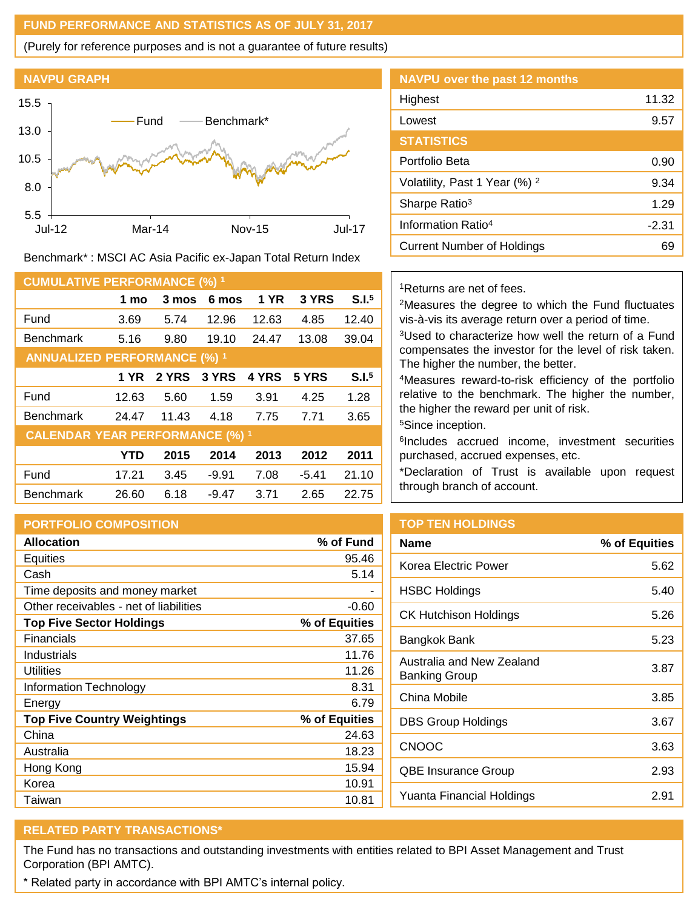## FUND PERFORMANCE AND STATISTICS AS OF JULY 31, 2017

(Purely for reference purposes and is not a guarantee of future results)

### NAVPU GRAPH

Benchmark* : MSCI AC Asia Pacific ex-Japan Total Return Index

### NAVPU over the past 12 months

| | |
|---|---|
| Highest | 11.32 |
| Lowest | 9.57 |

### STATISTICS

| | |
|---|---|
| Portfolio Beta | 0.90 |
| Volatility, Past 1 Year (%) [2] | 9.34 |
| Sharpe Ratio[3] | 1.29 |
| Information Ratio[4] | -2.31 |
| Current Number of Holdings | 69 |

### CUMULATIVE PERFORMANCE (%) [1]

| | 1 mo | 3 mos | 6 mos | 1 YR | 3 YRS | S.I.[5] |
|---|---|---|---|---|---|---|
| Fund | 3.69 | 5.74 | 12.96 | 12.63 | 4.85 | 12.40 |
| Benchmark | 5.16 | 9.80 | 19.10 | 24.47 | 13.08 | 39.04 |

### ANNUALIZED PERFORMANCE (%) [1]

| | 1 YR | 2 YRS | 3 YRS | 4 YRS | 5 YRS | S.I.[5] |
|---|---|---|---|---|---|---|
| Fund | 12.63 | 5.60 | 1.59 | 3.91 | 4.25 | 1.28 |
| Benchmark | 24.47 | 11.43 | 4.18 | 7.75 | 7.71 | 3.65 |

### CALENDAR YEAR PERFORMANCE (%) [1]

| | YTD | 2015 | 2014 | 2013 | 2012 | 2011 |
|---|---|---|---|---|---|---|
| Fund | 17.21 | 3.45 | -9.91 | 7.08 | -5.41 | 21.10 |
| Benchmark | 26.60 | 6.18 | -9.47 | 3.71 | 2.65 | 22.75 |

[1]Returns are net of fees.

[2]Measures the degree to which the Fund fluctuates vis-à-vis its average return over a period of time.

[3]Used to characterize how well the return of a Fund compensates the investor for the level of risk taken. The higher the number, the better.

[4]Measures reward-to-risk efficiency of the portfolio relative to the benchmark. The higher the number, the higher the reward per unit of risk.

[5]Since inception.

[6]Includes accrued income, investment securities purchased, accrued expenses, etc.

*Declaration of Trust is available upon request through branch of account.

### PORTFOLIO COMPOSITION

| Allocation | % of Fund |
|---|---|
| Equities | 95.46 |
| Cash | 5.14 |
| Time deposits and money market | - |
| Other receivables - net of liabilities | -0.60 |
| **Top Five Sector Holdings** | **% of Equities** |
| Financials | 37.65 |
| Industrials | 11.76 |
| Utilities | 11.26 |
| Information Technology | 8.31 |
| Energy | 6.79 |
| **Top Five Country Weightings** | **% of Equities** |
| China | 24.63 |
| Australia | 18.23 |
| Hong Kong | 15.94 |
| Korea | 10.91 |
| Taiwan | 10.81 |

### TOP TEN HOLDINGS

| Name | % of Equities |
|---|---|
| Korea Electric Power | 5.62 |
| HSBC Holdings | 5.40 |
| CK Hutchison Holdings | 5.26 |
| Bangkok Bank | 5.23 |
| Australia and New Zealand Banking Group | 3.87 |
| China Mobile | 3.85 |
| DBS Group Holdings | 3.67 |
| CNOOC | 3.63 |
| QBE Insurance Group | 2.93 |
| Yuanta Financial Holdings | 2.91 |

### RELATED PARTY TRANSACTIONS*

The Fund has no transactions and outstanding investments with entities related to BPI Asset Management and Trust Corporation (BPI AMTC).

* Related party in accordance with BPI AMTC's internal policy.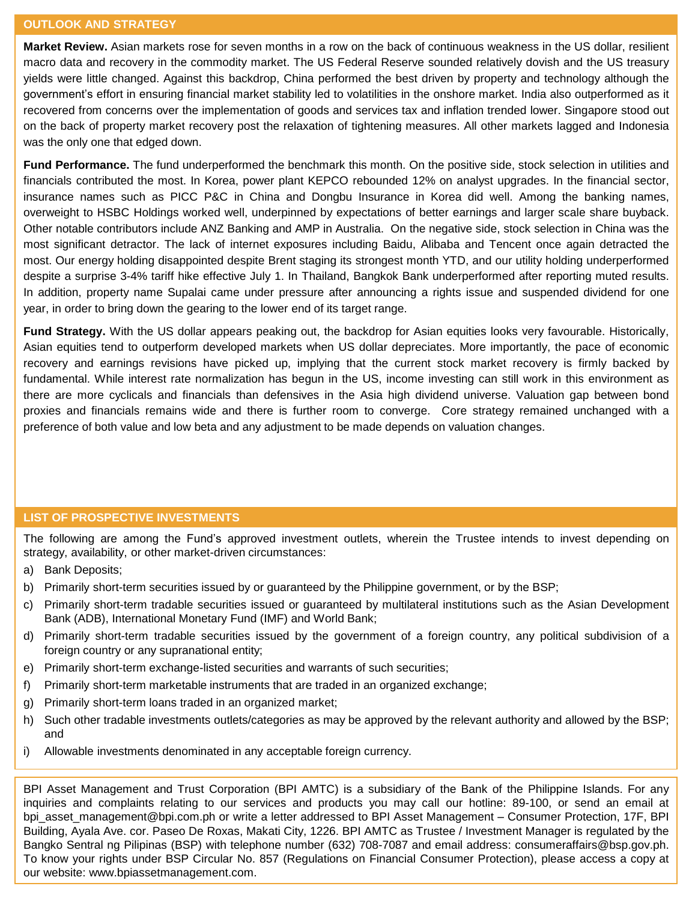## OUTLOOK AND STRATEGY

**Market Review.** Asian markets rose for seven months in a row on the back of continuous weakness in the US dollar, resilient macro data and recovery in the commodity market. The US Federal Reserve sounded relatively dovish and the US treasury yields were little changed. Against this backdrop, China performed the best driven by property and technology although the government's effort in ensuring financial market stability led to volatilities in the onshore market. India also outperformed as it recovered from concerns over the implementation of goods and services tax and inflation trended lower. Singapore stood out on the back of property market recovery post the relaxation of tightening measures. All other markets lagged and Indonesia was the only one that edged down.

**Fund Performance.** The fund underperformed the benchmark this month. On the positive side, stock selection in utilities and financials contributed the most. In Korea, power plant KEPCO rebounded 12% on analyst upgrades. In the financial sector, insurance names such as PICC P&C in China and Dongbu Insurance in Korea did well. Among the banking names, overweight to HSBC Holdings worked well, underpinned by expectations of better earnings and larger scale share buyback. Other notable contributors include ANZ Banking and AMP in Australia. On the negative side, stock selection in China was the most significant detractor. The lack of internet exposures including Baidu, Alibaba and Tencent once again detracted the most. Our energy holding disappointed despite Brent staging its strongest month YTD, and our utility holding underperformed despite a surprise 3-4% tariff hike effective July 1. In Thailand, Bangkok Bank underperformed after reporting muted results. In addition, property name Supalai came under pressure after announcing a rights issue and suspended dividend for one year, in order to bring down the gearing to the lower end of its target range.

**Fund Strategy.** With the US dollar appears peaking out, the backdrop for Asian equities looks very favourable. Historically, Asian equities tend to outperform developed markets when US dollar depreciates. More importantly, the pace of economic recovery and earnings revisions have picked up, implying that the current stock market recovery is firmly backed by fundamental. While interest rate normalization has begun in the US, income investing can still work in this environment as there are more cyclicals and financials than defensives in the Asia high dividend universe. Valuation gap between bond proxies and financials remains wide and there is further room to converge. Core strategy remained unchanged with a preference of both value and low beta and any adjustment to be made depends on valuation changes.

## LIST OF PROSPECTIVE INVESTMENTS

The following are among the Fund's approved investment outlets, wherein the Trustee intends to invest depending on strategy, availability, or other market-driven circumstances:

a) Bank Deposits;
b) Primarily short-term securities issued by or guaranteed by the Philippine government, or by the BSP;
c) Primarily short-term tradable securities issued or guaranteed by multilateral institutions such as the Asian Development Bank (ADB), International Monetary Fund (IMF) and World Bank;
d) Primarily short-term tradable securities issued by the government of a foreign country, any political subdivision of a foreign country or any supranational entity;
e) Primarily short-term exchange-listed securities and warrants of such securities;
f) Primarily short-term marketable instruments that are traded in an organized exchange;
g) Primarily short-term loans traded in an organized market;
h) Such other tradable investments outlets/categories as may be approved by the relevant authority and allowed by the BSP; and
i) Allowable investments denominated in any acceptable foreign currency.

BPI Asset Management and Trust Corporation (BPI AMTC) is a subsidiary of the Bank of the Philippine Islands. For any inquiries and complaints relating to our services and products you may call our hotline: 89-100, or send an email at bpi_asset_management@bpi.com.ph or write a letter addressed to BPI Asset Management – Consumer Protection, 17F, BPI Building, Ayala Ave. cor. Paseo De Roxas, Makati City, 1226. BPI AMTC as Trustee / Investment Manager is regulated by the Bangko Sentral ng Pilipinas (BSP) with telephone number (632) 708-7087 and email address: consumeraffairs@bsp.gov.ph. To know your rights under BSP Circular No. 857 (Regulations on Financial Consumer Protection), please access a copy at our website: www.bpiassetmanagement.com.